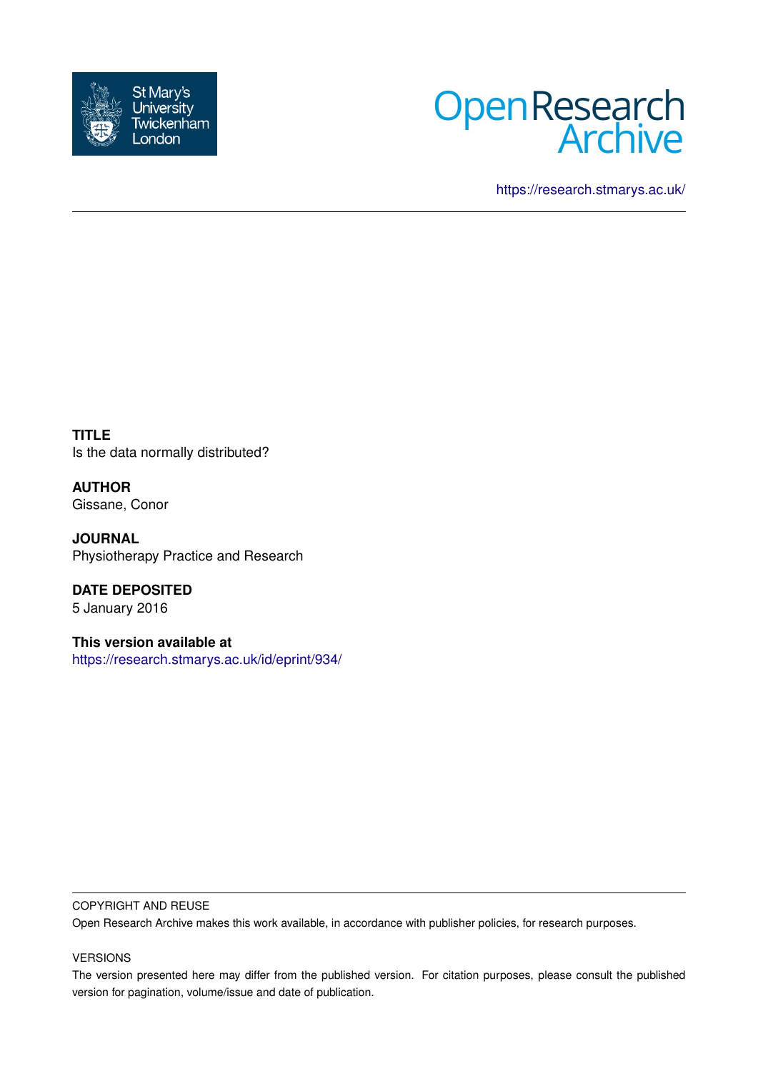St Mary's University Twickenham London

Open Research Archive

https://research.stmarys.ac.uk/

**TITLE**
Is the data normally distributed?

**AUTHOR**
Gissane, Conor

**JOURNAL**
Physiotherapy Practice and Research

**DATE DEPOSITED**
5 January 2016

**This version available at**
https://research.stmarys.ac.uk/id/eprint/934/

COPYRIGHT AND REUSE

Open Research Archive makes this work available, in accordance with publisher policies, for research purposes.

VERSIONS

The version presented here may differ from the published version. For citation purposes, please consult the published version for pagination, volume/issue and date of publication.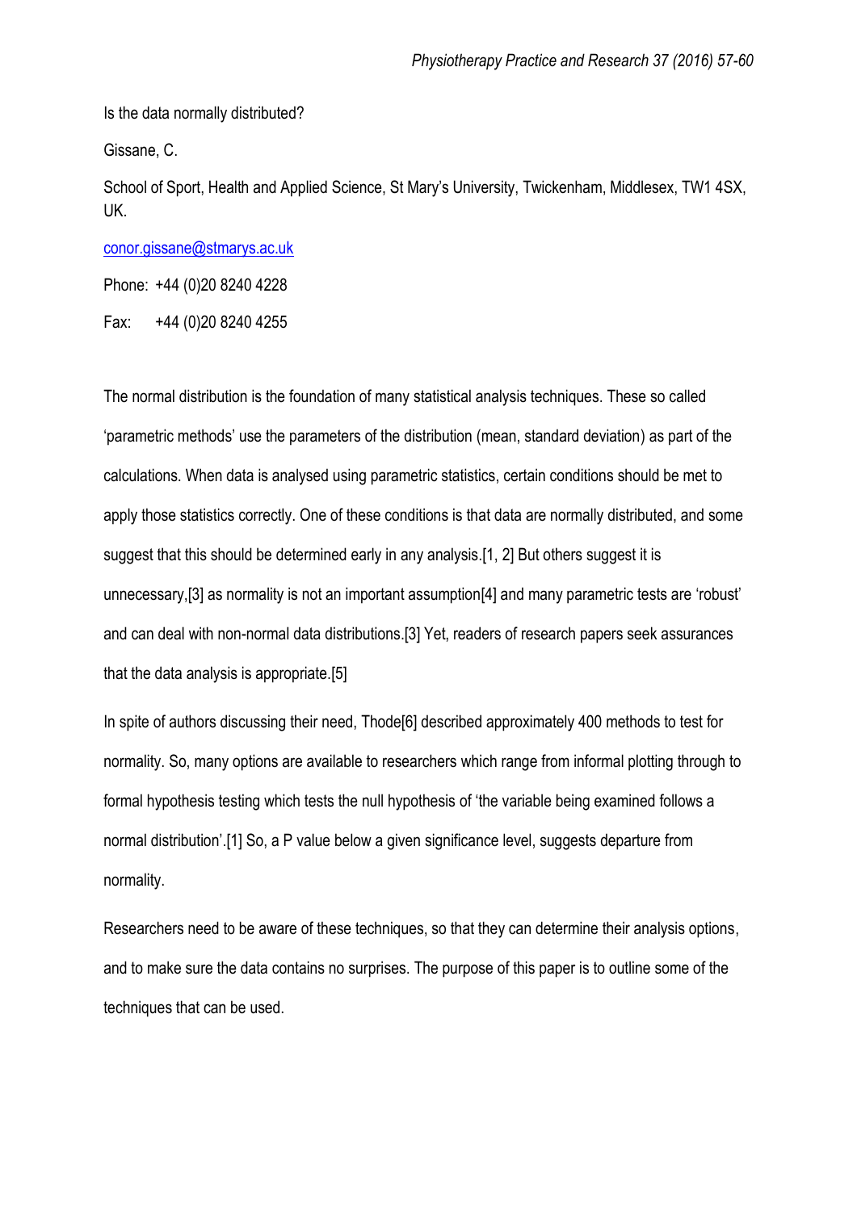# Is the data normally distributed?

Gissane, C.

School of Sport, Health and Applied Science, St Mary's University, Twickenham, Middlesex, TW1 4SX, UK.

conor.gissane@stmarys.ac.uk

Phone: +44 (0)20 8240 4228

Fax: +44 (0)20 8240 4255

The normal distribution is the foundation of many statistical analysis techniques. These so called 'parametric methods' use the parameters of the distribution (mean, standard deviation) as part of the calculations. When data is analysed using parametric statistics, certain conditions should be met to apply those statistics correctly. One of these conditions is that data are normally distributed, and some suggest that this should be determined early in any analysis.[1, 2] But others suggest it is unnecessary,[3] as normality is not an important assumption[4] and many parametric tests are 'robust' and can deal with non-normal data distributions.[3] Yet, readers of research papers seek assurances that the data analysis is appropriate.[5]

In spite of authors discussing their need, Thode[6] described approximately 400 methods to test for normality. So, many options are available to researchers which range from informal plotting through to formal hypothesis testing which tests the null hypothesis of 'the variable being examined follows a normal distribution'.[1] So, a P value below a given significance level, suggests departure from normality.

Researchers need to be aware of these techniques, so that they can determine their analysis options, and to make sure the data contains no surprises. The purpose of this paper is to outline some of the techniques that can be used.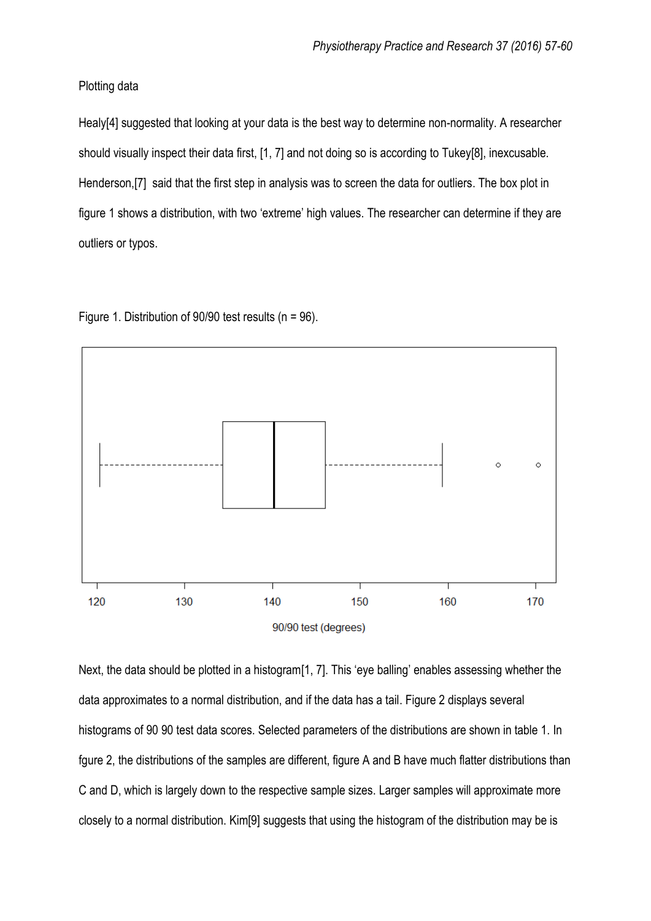Plotting data

Healy[4] suggested that looking at your data is the best way to determine non-normality. A researcher should visually inspect their data first, [1, 7] and not doing so is according to Tukey[8], inexcusable. Henderson,[7] said that the first step in analysis was to screen the data for outliers. The box plot in figure 1 shows a distribution, with two 'extreme' high values. The researcher can determine if they are outliers or typos.

Figure 1. Distribution of 90/90 test results (n = 96).

Next, the data should be plotted in a histogram[1, 7]. This 'eye balling' enables assessing whether the data approximates to a normal distribution, and if the data has a tail. Figure 2 displays several histograms of 90 90 test data scores. Selected parameters of the distributions are shown in table 1. In fgure 2, the distributions of the samples are different, figure A and B have much flatter distributions than C and D, which is largely down to the respective sample sizes. Larger samples will approximate more closely to a normal distribution. Kim[9] suggests that using the histogram of the distribution may be is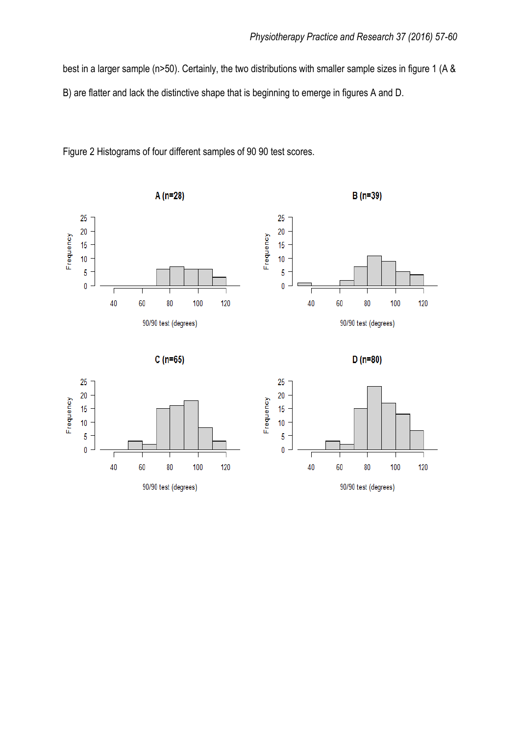best in a larger sample (n>50). Certainly, the two distributions with smaller sample sizes in figure 1 (A & B) are flatter and lack the distinctive shape that is beginning to emerge in figures A and D.

Figure 2 Histograms of four different samples of 90 90 test scores.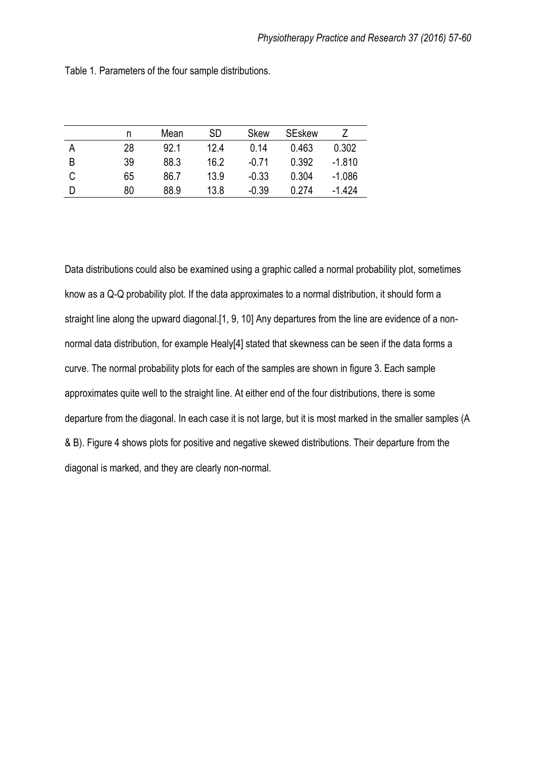Table 1. Parameters of the four sample distributions.

| | n | Mean | SD | Skew | SEskew | Z |
|---|---|---|---|---|---|---|
| A | 28 | 92.1 | 12.4 | 0.14 | 0.463 | 0.302 |
| B | 39 | 88.3 | 16.2 | -0.71 | 0.392 | -1.810 |
| C | 65 | 86.7 | 13.9 | -0.33 | 0.304 | -1.086 |
| D | 80 | 88.9 | 13.8 | -0.39 | 0.274 | -1.424 |

Data distributions could also be examined using a graphic called a normal probability plot, sometimes know as a Q-Q probability plot. If the data approximates to a normal distribution, it should form a straight line along the upward diagonal.[1, 9, 10] Any departures from the line are evidence of a non-normal data distribution, for example Healy[4] stated that skewness can be seen if the data forms a curve. The normal probability plots for each of the samples are shown in figure 3. Each sample approximates quite well to the straight line. At either end of the four distributions, there is some departure from the diagonal. In each case it is not large, but it is most marked in the smaller samples (A & B). Figure 4 shows plots for positive and negative skewed distributions. Their departure from the diagonal is marked, and they are clearly non-normal.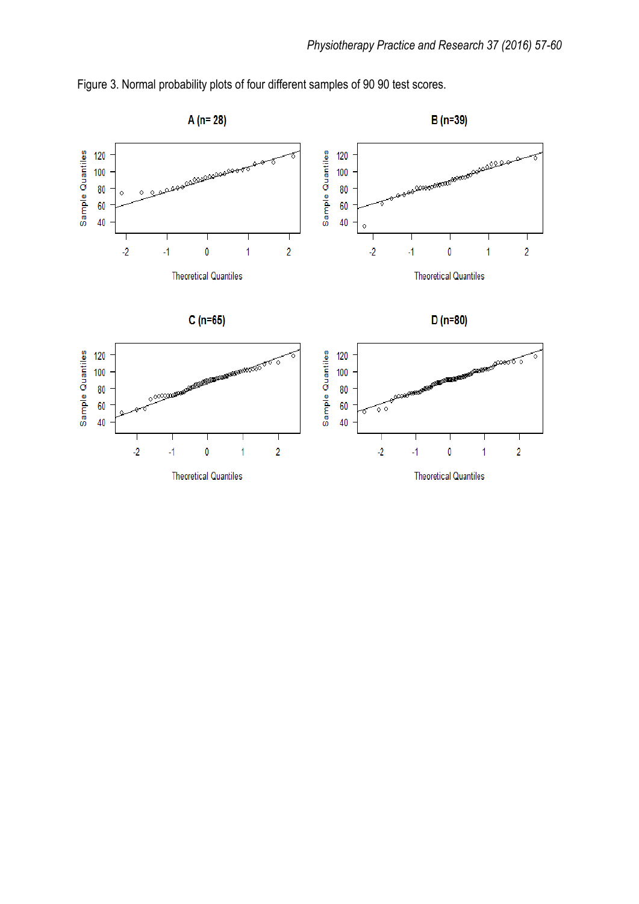Figure 3. Normal probability plots of four different samples of 90 90 test scores.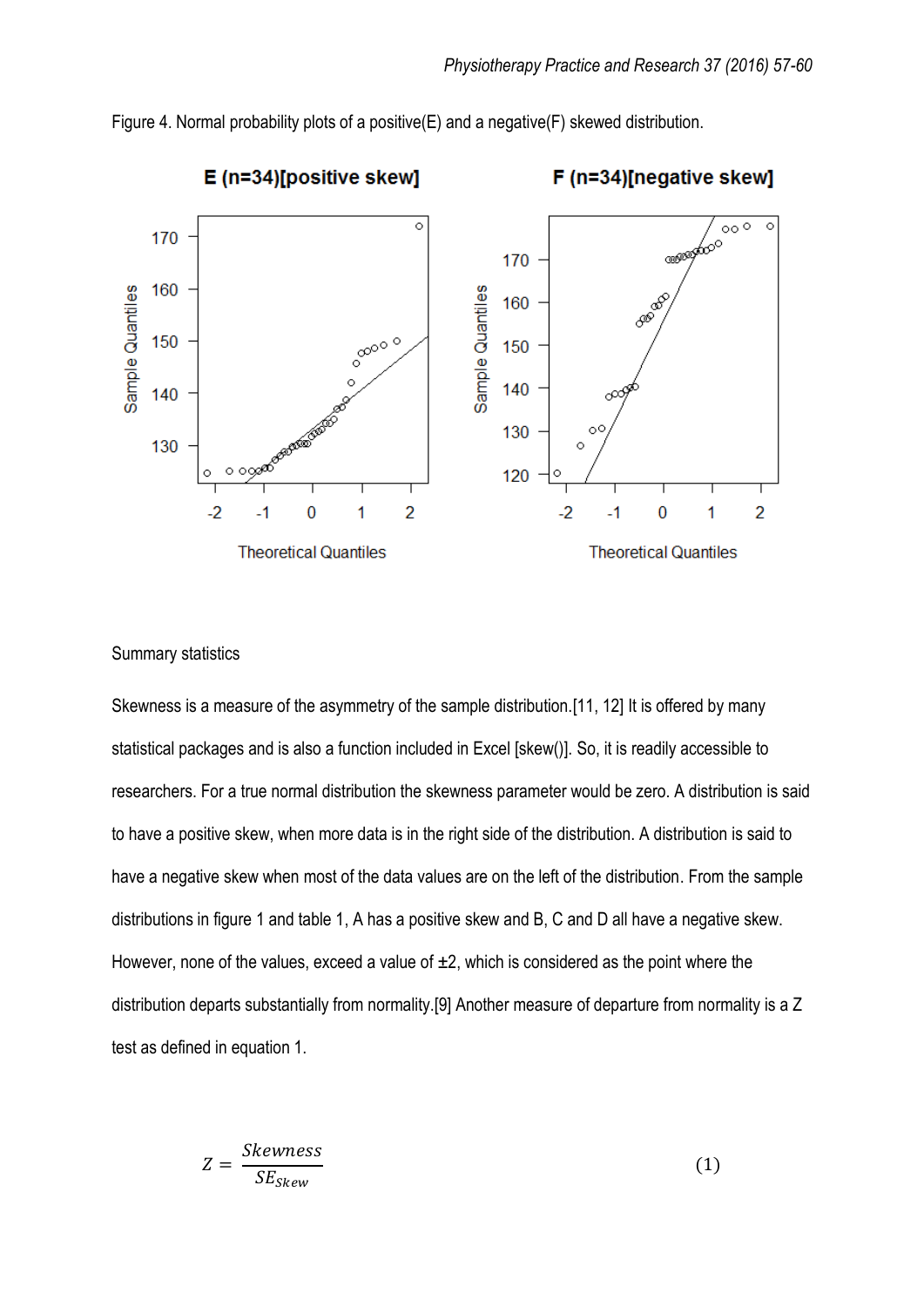Figure 4. Normal probability plots of a positive(E) and a negative(F) skewed distribution.

Summary statistics

Skewness is a measure of the asymmetry of the sample distribution.[11, 12] It is offered by many statistical packages and is also a function included in Excel [skew()]. So, it is readily accessible to researchers. For a true normal distribution the skewness parameter would be zero. A distribution is said to have a positive skew, when more data is in the right side of the distribution. A distribution is said to have a negative skew when most of the data values are on the left of the distribution. From the sample distributions in figure 1 and table 1, A has a positive skew and B, C and D all have a negative skew. However, none of the values, exceed a value of ±2, which is considered as the point where the distribution departs substantially from normality.[9] Another measure of departure from normality is a Z test as defined in equation 1.

$$Z = \frac{Skewness}{SE_{Skew}} \tag{1}$$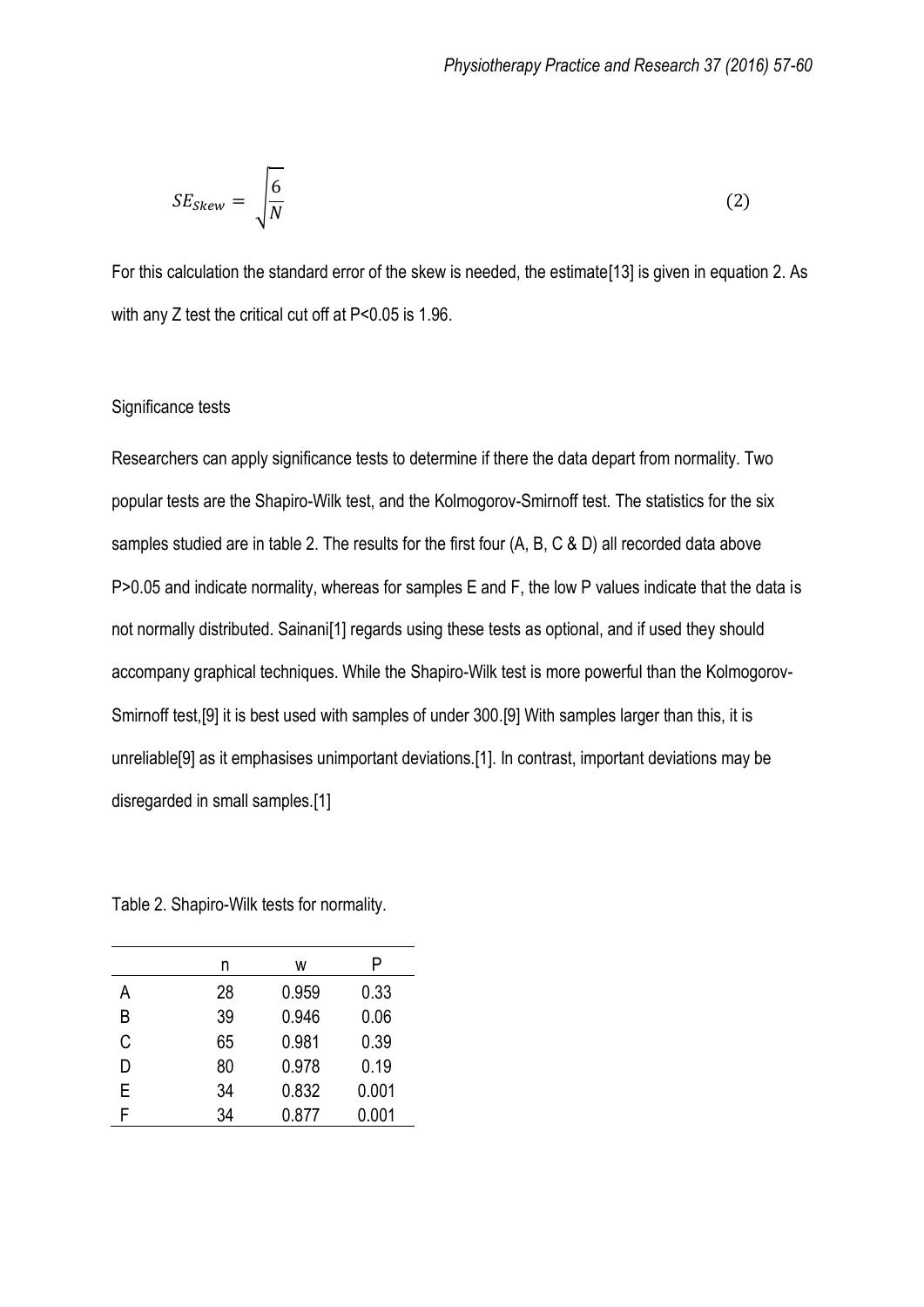$$SE_{Skew} = \sqrt{\frac{6}{N}} \tag{2}$$

For this calculation the standard error of the skew is needed, the estimate[13] is given in equation 2. As with any Z test the critical cut off at $P<0.05$ is 1.96.

Significance tests

Researchers can apply significance tests to determine if there the data depart from normality. Two popular tests are the Shapiro-Wilk test, and the Kolmogorov-Smirnoff test. The statistics for the six samples studied are in table 2. The results for the first four (A, B, C & D) all recorded data above $P>0.05$ and indicate normality, whereas for samples E and F, the low P values indicate that the data is not normally distributed. Sainani[1] regards using these tests as optional, and if used they should accompany graphical techniques. While the Shapiro-Wilk test is more powerful than the Kolmogorov-Smirnoff test,[9] it is best used with samples of under 300.[9] With samples larger than this, it is unreliable[9] as it emphasises unimportant deviations.[1]. In contrast, important deviations may be disregarded in small samples.[1]

Table 2. Shapiro-Wilk tests for normality.

| | n | w | P |
|---|---|---|---|
| A | 28 | 0.959 | 0.33 |
| B | 39 | 0.946 | 0.06 |
| C | 65 | 0.981 | 0.39 |
| D | 80 | 0.978 | 0.19 |
| E | 34 | 0.832 | 0.001 |
| F | 34 | 0.877 | 0.001 |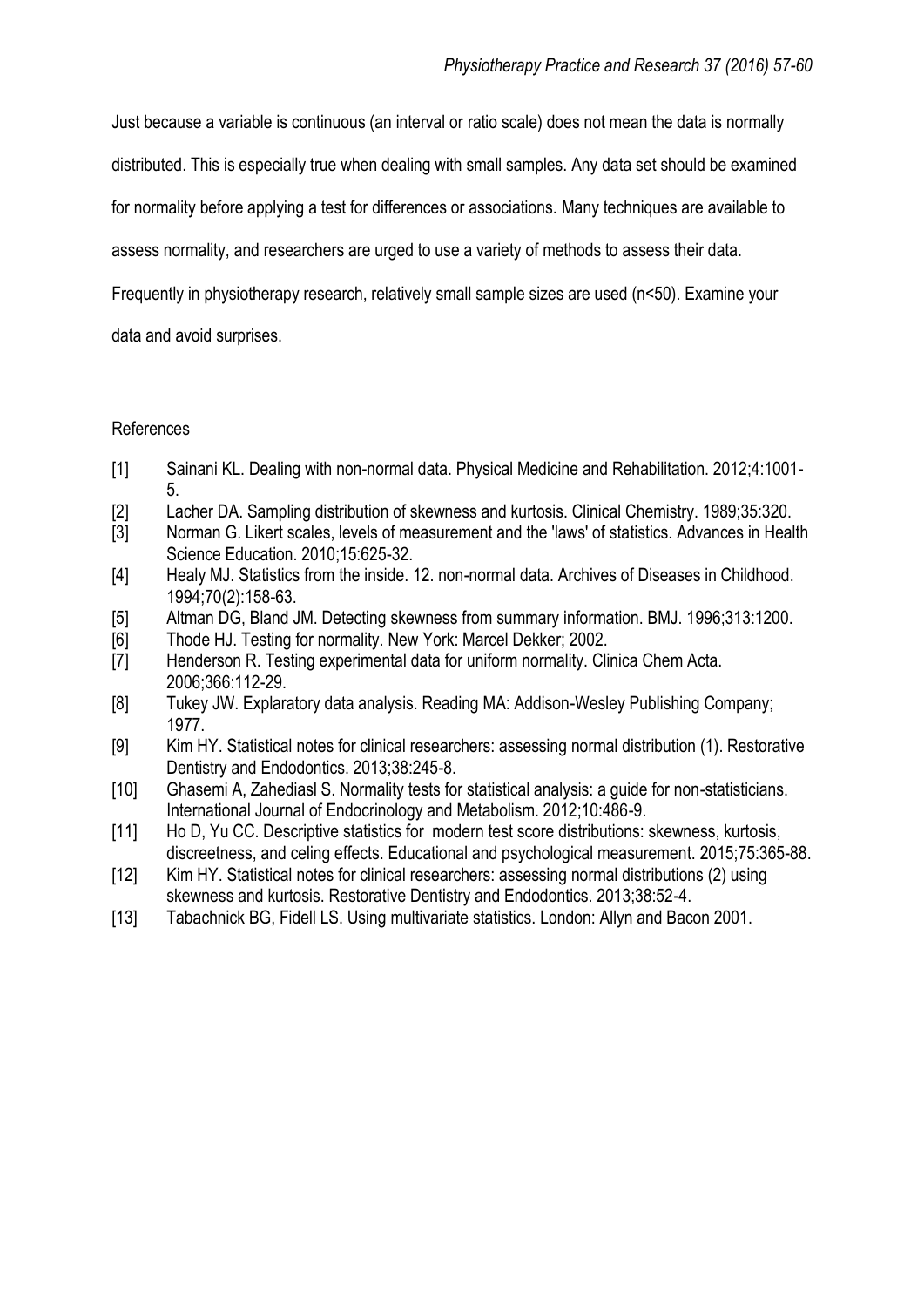Just because a variable is continuous (an interval or ratio scale) does not mean the data is normally distributed. This is especially true when dealing with small samples. Any data set should be examined for normality before applying a test for differences or associations. Many techniques are available to assess normality, and researchers are urged to use a variety of methods to assess their data. Frequently in physiotherapy research, relatively small sample sizes are used (n<50). Examine your data and avoid surprises.

## References

[1] Sainani KL. Dealing with non-normal data. Physical Medicine and Rehabilitation. 2012;4:1001-5.

[2] Lacher DA. Sampling distribution of skewness and kurtosis. Clinical Chemistry. 1989;35:320.

[3] Norman G. Likert scales, levels of measurement and the 'laws' of statistics. Advances in Health Science Education. 2010;15:625-32.

[4] Healy MJ. Statistics from the inside. 12. non-normal data. Archives of Diseases in Childhood. 1994;70(2):158-63.

[5] Altman DG, Bland JM. Detecting skewness from summary information. BMJ. 1996;313:1200.

[6] Thode HJ. Testing for normality. New York: Marcel Dekker; 2002.

[7] Henderson R. Testing experimental data for uniform normality. Clinica Chem Acta. 2006;366:112-29.

[8] Tukey JW. Explaratory data analysis. Reading MA: Addison-Wesley Publishing Company; 1977.

[9] Kim HY. Statistical notes for clinical researchers: assessing normal distribution (1). Restorative Dentistry and Endodontics. 2013;38:245-8.

[10] Ghasemi A, Zahediasl S. Normality tests for statistical analysis: a guide for non-statisticians. International Journal of Endocrinology and Metabolism. 2012;10:486-9.

[11] Ho D, Yu CC. Descriptive statistics for modern test score distributions: skewness, kurtosis, discreetness, and celing effects. Educational and psychological measurement. 2015;75:365-88.

[12] Kim HY. Statistical notes for clinical researchers: assessing normal distributions (2) using skewness and kurtosis. Restorative Dentistry and Endodontics. 2013;38:52-4.

[13] Tabachnick BG, Fidell LS. Using multivariate statistics. London: Allyn and Bacon 2001.